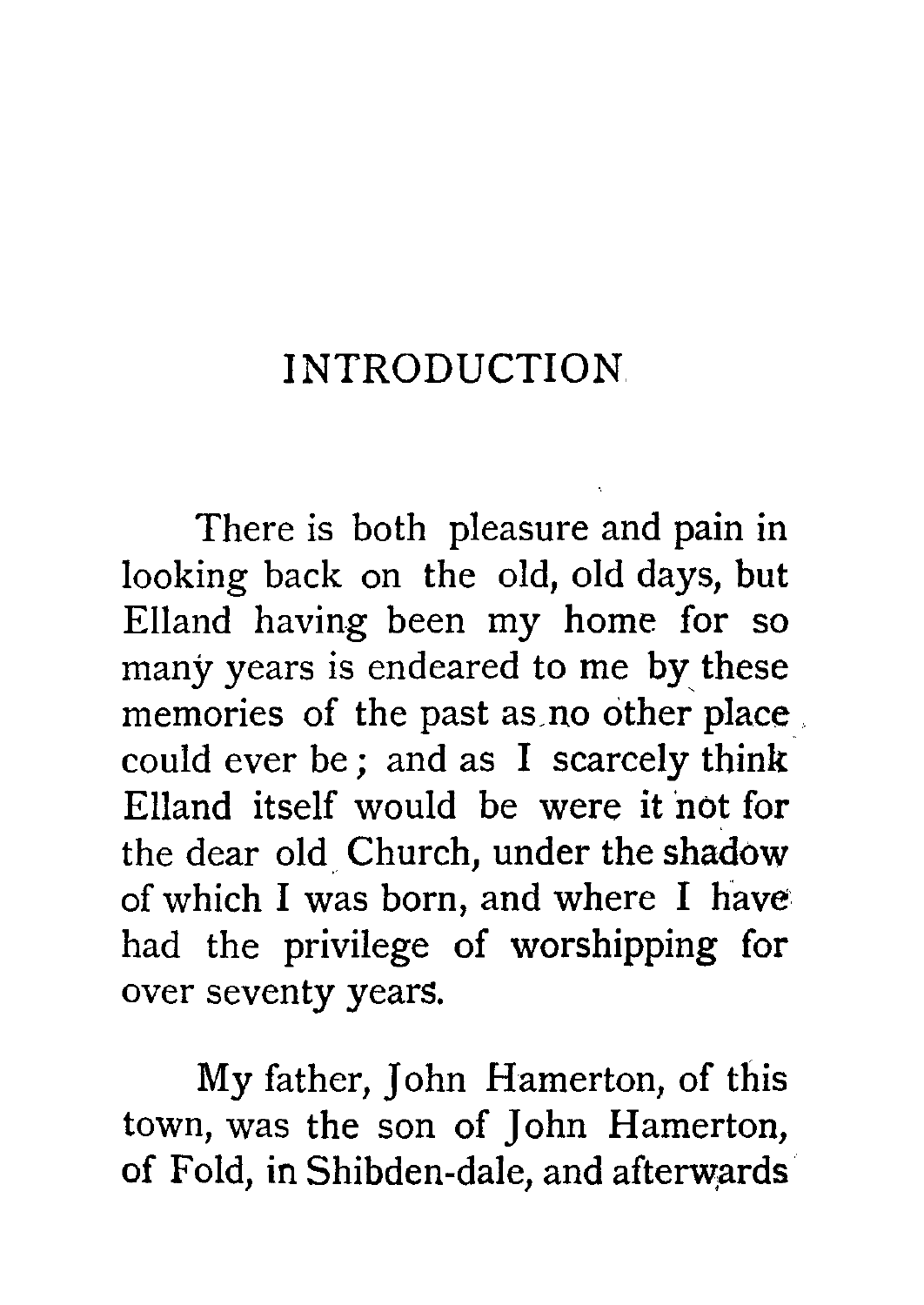# INTRODUCTION

There is both pleasure and pain in looking back on the old, old days, but Elland having been my home for so many years is endeared to me by these memories of the past as no other place could ever be; and as I scarcely think Elland itself would be were it not for the dear old Church, under the shadow of which I was born, and where I have had the privilege of worshipping for over seventy years.

My father, John Hamerton, of this town, was the son of John Hamerton, of Fold, in Shibden-dale, and afterwards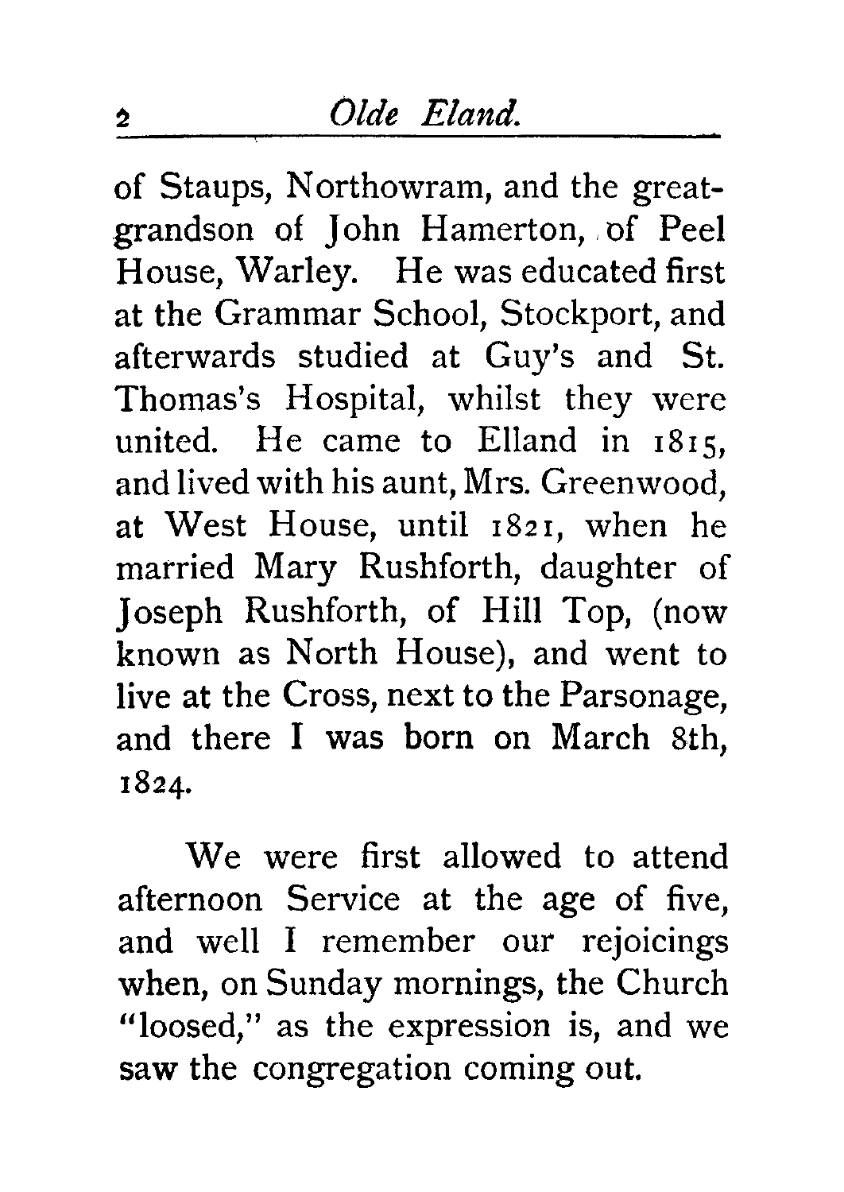of Staups, Northowram, and the great-grandson of John Hamerton, of Peel House, Warley. He was educated first at the Grammar School, Stockport, and afterwards studied at Guy's and St. Thomas's Hospital, whilst they were united. He came to Elland in 1815, and lived with his aunt, Mrs. Greenwood, at West House, until 1821, when he married Mary Rushforth, daughter of Joseph Rushforth, of Hill Top, (now known as North House), and went to live at the Cross, next to the Parsonage, and there I was born on March 8th, 1824.

We were first allowed to attend afternoon Service at the age of five, and well I remember our rejoicings when, on Sunday mornings, the Church "loosed," as the expression is, and we saw the congregation coming out.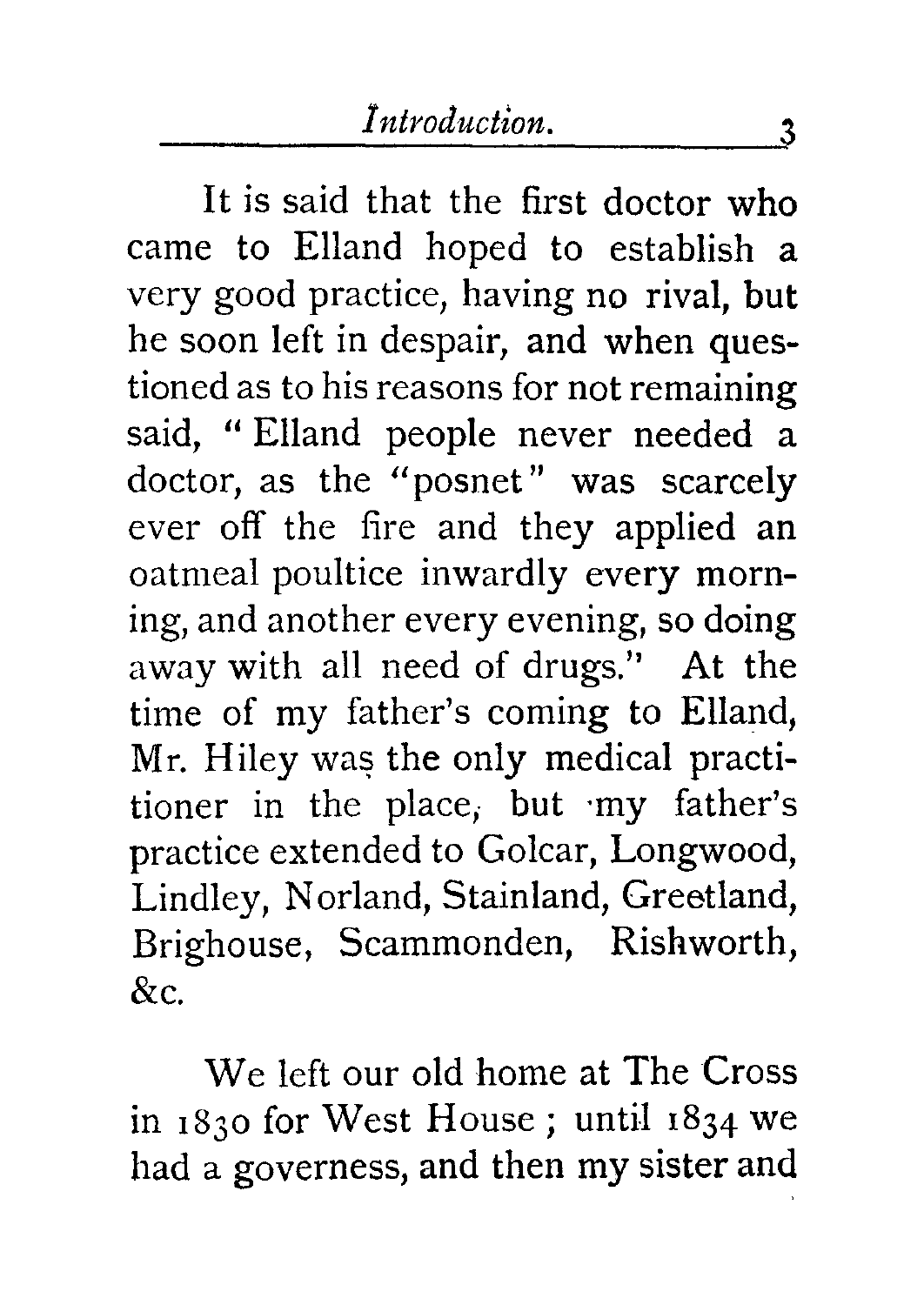It is said that the first doctor who came to Elland hoped to establish a very good practice, having no rival, but he soon left in despair, and when questioned as to his reasons for not remaining said, "Elland people never needed a doctor, as the "posnet" was scarcely ever off the fire and they applied an oatmeal poultice inwardly every morning, and another every evening, so doing away with all need of drugs." At the time of my father's coming to Elland, Mr. Hiley was the only medical practitioner in the place, but my father's practice extended to Golcar, Longwood, Lindley, Norland, Stainland, Greetland, Brighouse, Scammonden, Rishworth, &c.

We left our old home at The Cross in 1830 for West House; until 1834 we had a governess, and then my sister and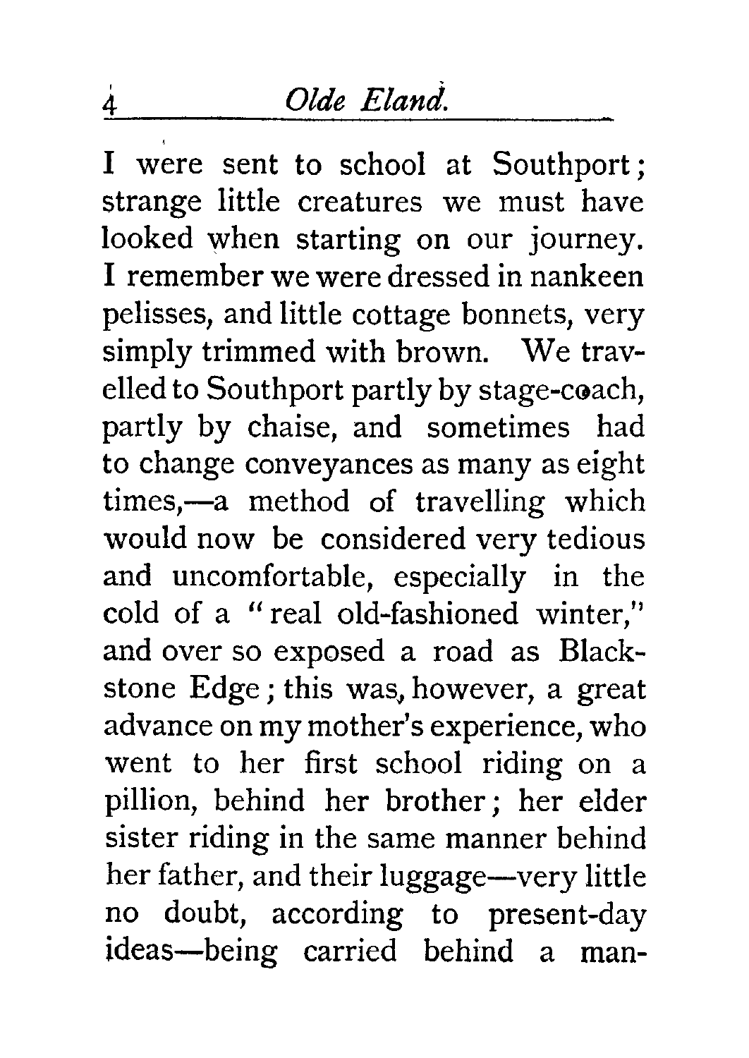I were sent to school at Southport; strange little creatures we must have looked when starting on our journey. I remember we were dressed in nankeen pelisses, and little cottage bonnets, very simply trimmed with brown. We travelled to Southport partly by stage-coach, partly by chaise, and sometimes had to change conveyances as many as eight times,—a method of travelling which would now be considered very tedious and uncomfortable, especially in the cold of a "real old-fashioned winter," and over so exposed a road as Blackstone Edge; this was, however, a great advance on my mother's experience, who went to her first school riding on a pillion, behind her brother; her elder sister riding in the same manner behind her father, and their luggage—very little no doubt, according to present-day ideas—being carried behind a man-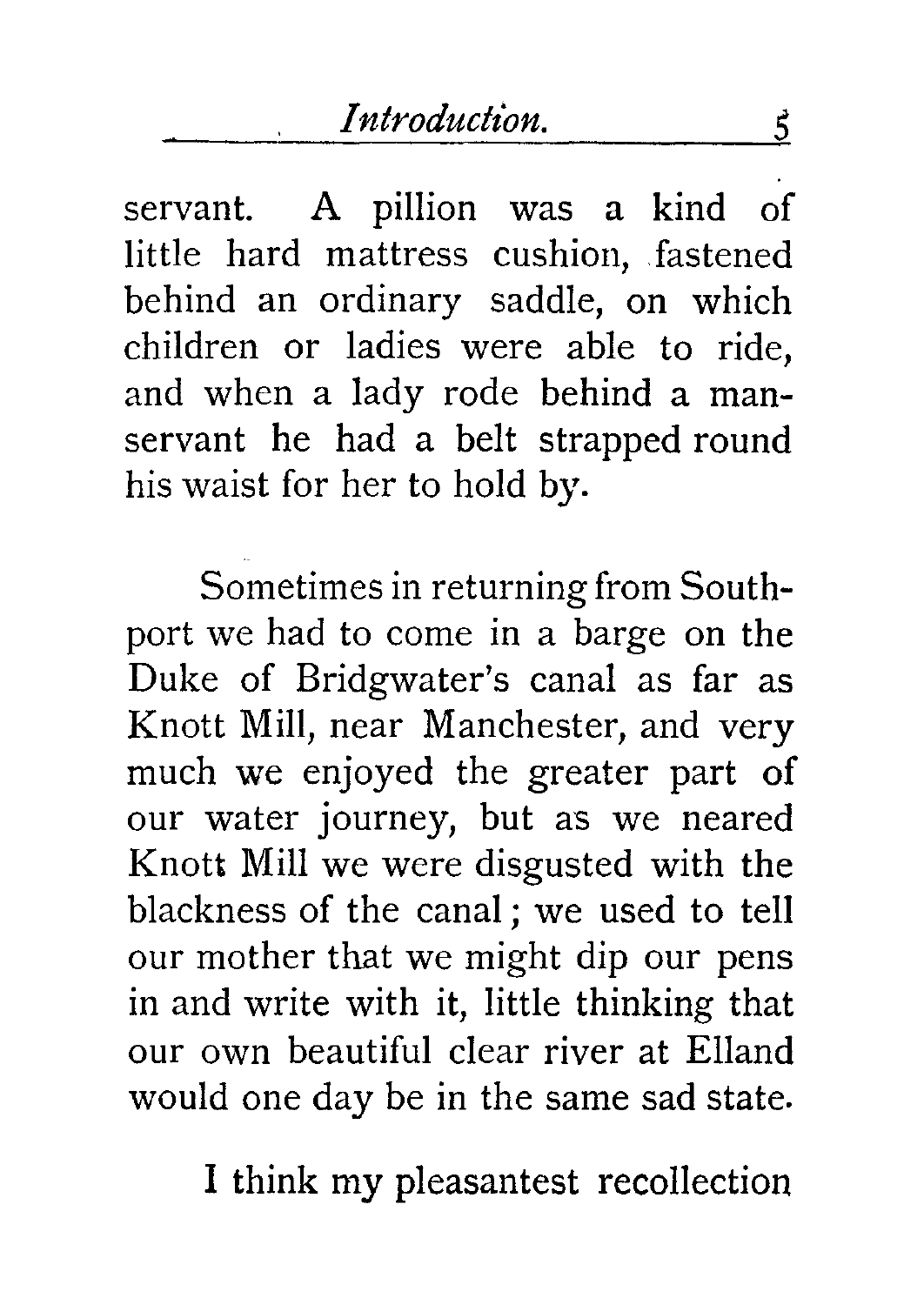servant. A pillion was a kind of little hard mattress cushion, fastened behind an ordinary saddle, on which children or ladies were able to ride, and when a lady rode behind a man-servant he had a belt strapped round his waist for her to hold by.

Sometimes in returning from Southport we had to come in a barge on the Duke of Bridgwater's canal as far as Knott Mill, near Manchester, and very much we enjoyed the greater part of our water journey, but as we neared Knott Mill we were disgusted with the blackness of the canal; we used to tell our mother that we might dip our pens in and write with it, little thinking that our own beautiful clear river at Elland would one day be in the same sad state.

I think my pleasantest recollection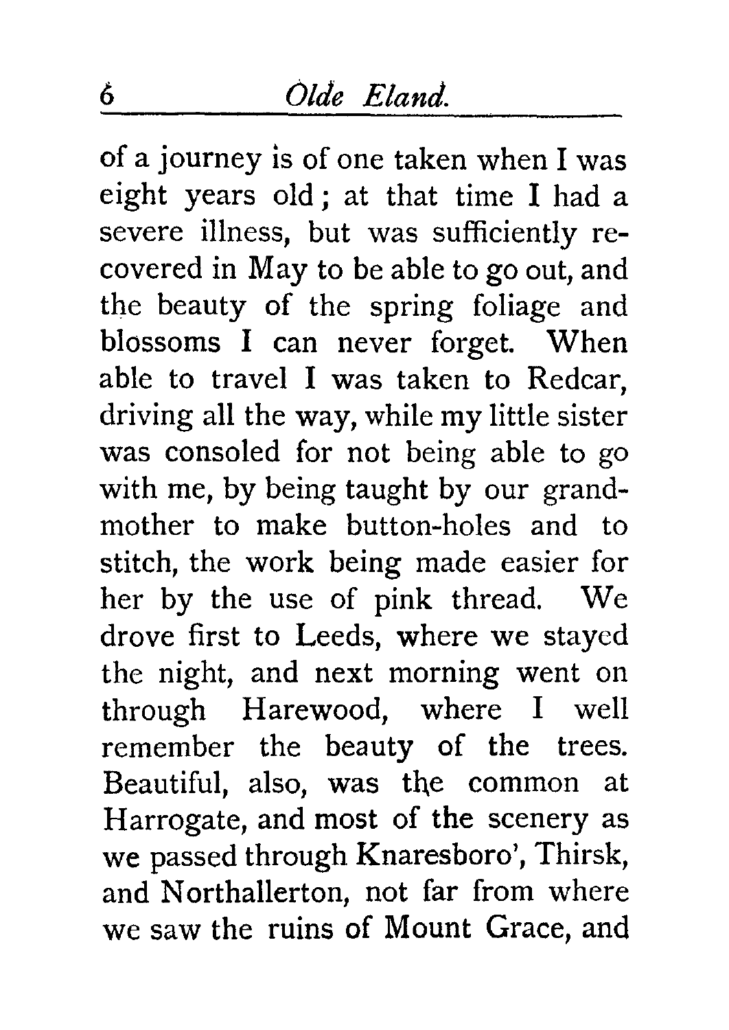of a journey is of one taken when I was eight years old; at that time I had a severe illness, but was sufficiently recovered in May to be able to go out, and the beauty of the spring foliage and blossoms I can never forget. When able to travel I was taken to Redcar, driving all the way, while my little sister was consoled for not being able to go with me, by being taught by our grandmother to make button-holes and to stitch, the work being made easier for her by the use of pink thread. We drove first to Leeds, where we stayed the night, and next morning went on through Harewood, where I well remember the beauty of the trees. Beautiful, also, was the common at Harrogate, and most of the scenery as we passed through Knaresboro', Thirsk, and Northallerton, not far from where we saw the ruins of Mount Grace, and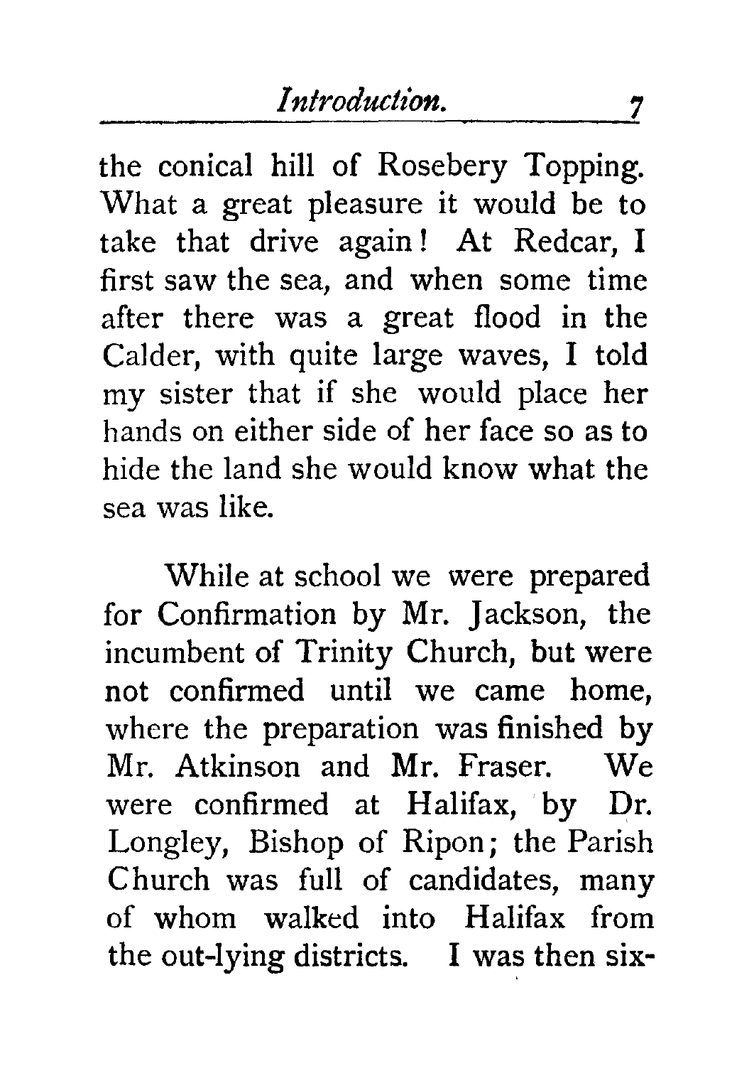the conical hill of Rosebery Topping. What a great pleasure it would be to take that drive again! At Redcar, I first saw the sea, and when some time after there was a great flood in the Calder, with quite large waves, I told my sister that if she would place her hands on either side of her face so as to hide the land she would know what the sea was like.

While at school we were prepared for Confirmation by Mr. Jackson, the incumbent of Trinity Church, but were not confirmed until we came home, where the preparation was finished by Mr. Atkinson and Mr. Fraser. We were confirmed at Halifax, by Dr. Longley, Bishop of Ripon; the Parish Church was full of candidates, many of whom walked into Halifax from the out-lying districts. I was then six-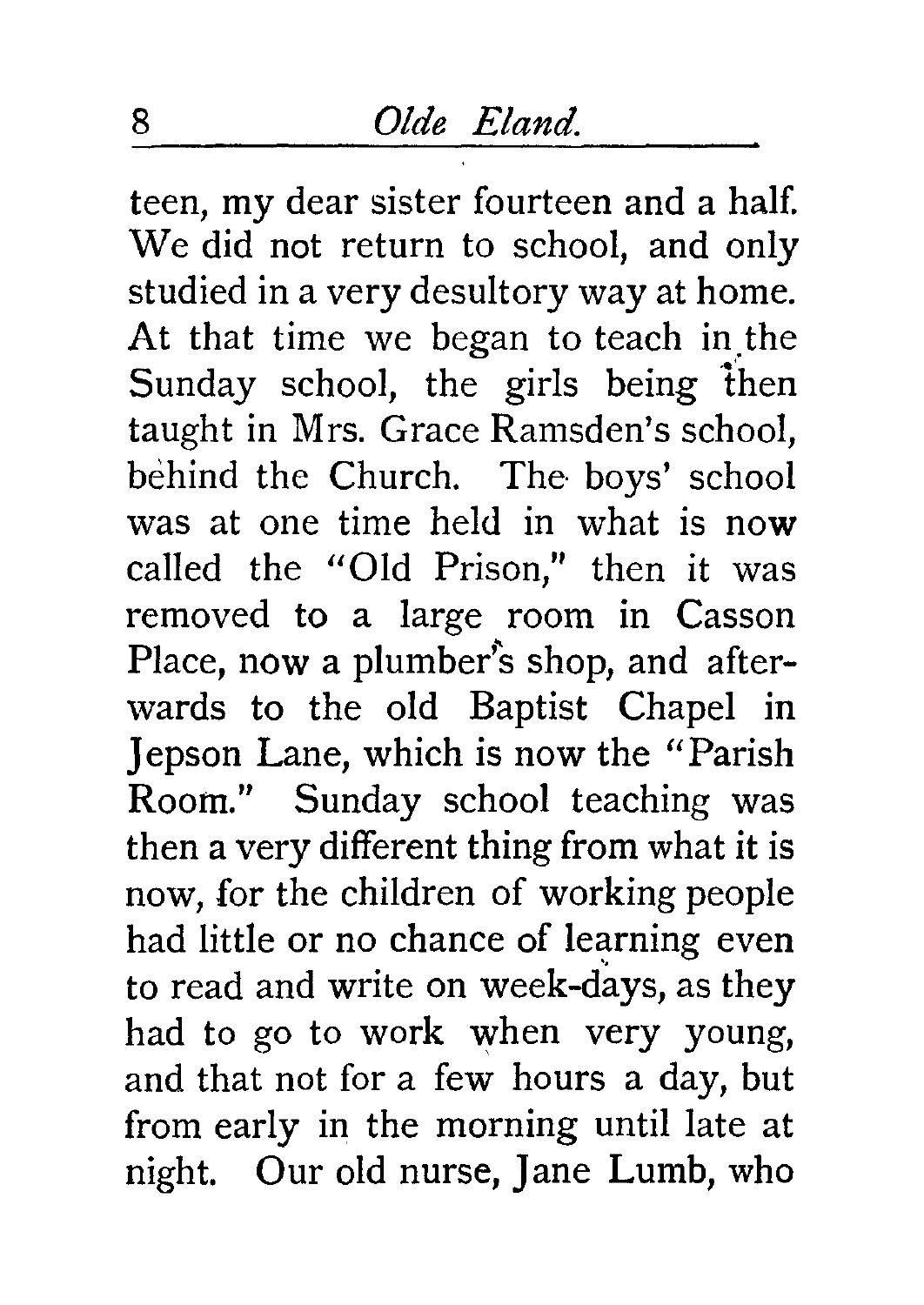teen, my dear sister fourteen and a half. We did not return to school, and only studied in a very desultory way at home. At that time we began to teach in the Sunday school, the girls being then taught in Mrs. Grace Ramsden's school, behind the Church. The boys' school was at one time held in what is now called the "Old Prison," then it was removed to a large room in Casson Place, now a plumber's shop, and afterwards to the old Baptist Chapel in Jepson Lane, which is now the "Parish Room." Sunday school teaching was then a very different thing from what it is now, for the children of working people had little or no chance of learning even to read and write on week-days, as they had to go to work when very young, and that not for a few hours a day, but from early in the morning until late at night. Our old nurse, Jane Lumb, who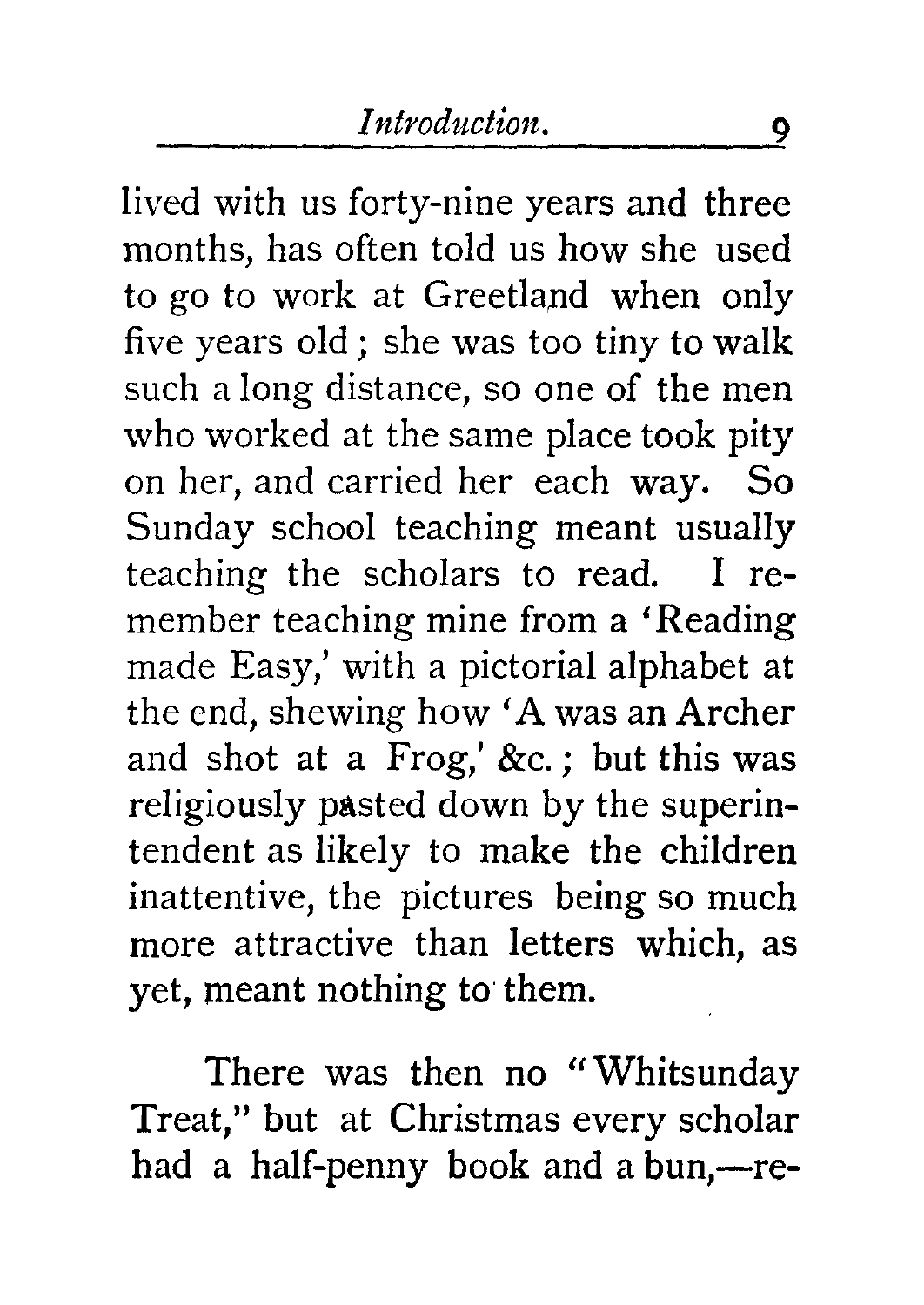lived with us forty-nine years and three months, has often told us how she used to go to work at Greetland when only five years old; she was too tiny to walk such a long distance, so one of the men who worked at the same place took pity on her, and carried her each way. So Sunday school teaching meant usually teaching the scholars to read. I remember teaching mine from a 'Reading made Easy,' with a pictorial alphabet at the end, shewing how 'A was an Archer and shot at a Frog,' &c.; but this was religiously pasted down by the superintendent as likely to make the children inattentive, the pictures being so much more attractive than letters which, as yet, meant nothing to them.

There was then no "Whitsunday Treat," but at Christmas every scholar had a half-penny book and a bun,—re-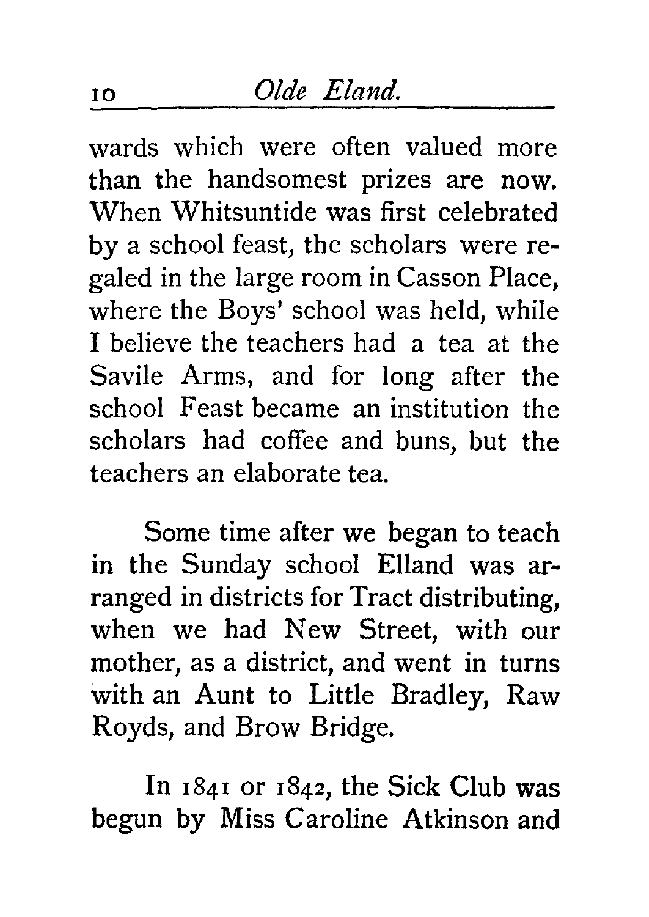wards which were often valued more than the handsomest prizes are now. When Whitsuntide was first celebrated by a school feast, the scholars were regaled in the large room in Casson Place, where the Boys' school was held, while I believe the teachers had a tea at the Savile Arms, and for long after the school Feast became an institution the scholars had coffee and buns, but the teachers an elaborate tea.

Some time after we began to teach in the Sunday school Elland was arranged in districts for Tract distributing, when we had New Street, with our mother, as a district, and went in turns with an Aunt to Little Bradley, Raw Royds, and Brow Bridge.

In 1841 or 1842, the Sick Club was begun by Miss Caroline Atkinson and